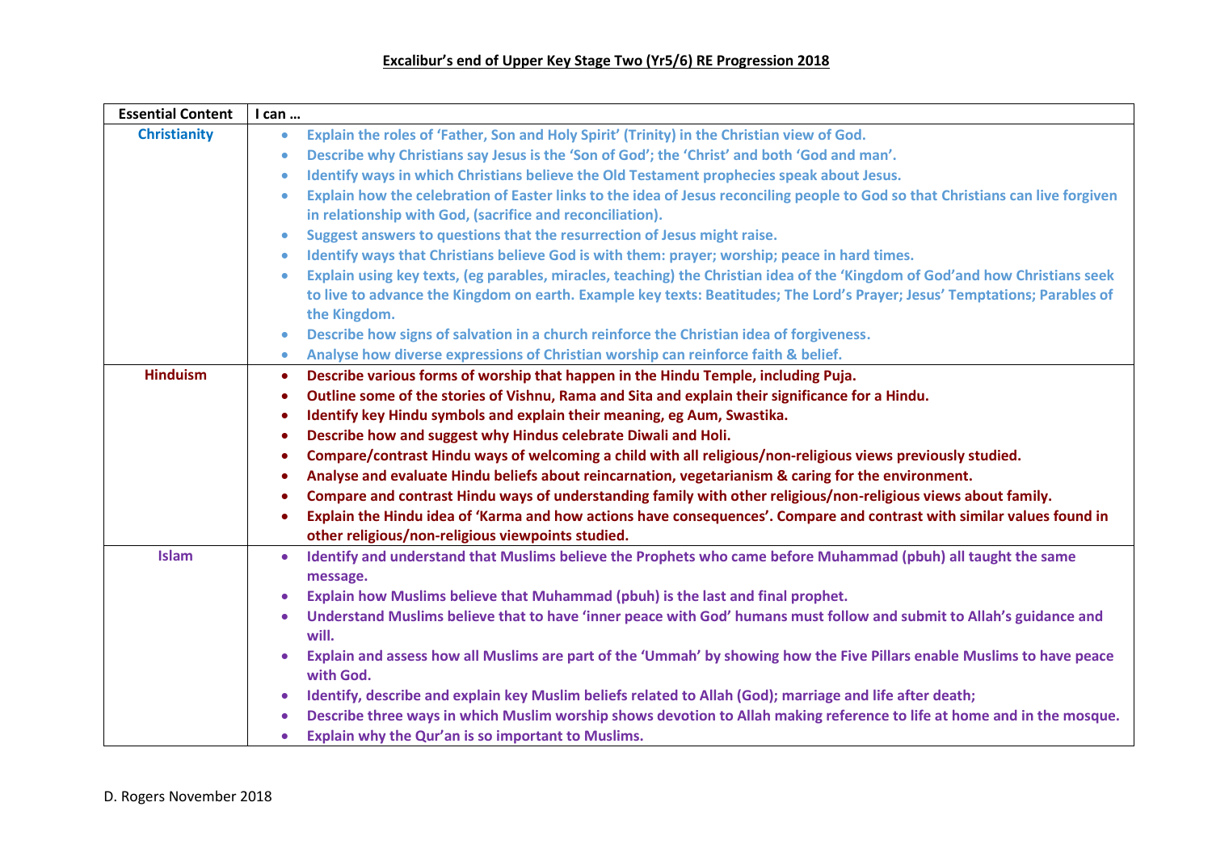# Excalibur's end of Upper Key Stage Two (Yr5/6) RE Progression 2018

| Essential Content | I can … |
| --- | --- |
| **Christianity** | • Explain the roles of 'Father, Son and Holy Spirit' (Trinity) in the Christian view of God.<br>• Describe why Christians say Jesus is the 'Son of God'; the 'Christ' and both 'God and man'.<br>• Identify ways in which Christians believe the Old Testament prophecies speak about Jesus.<br>• Explain how the celebration of Easter links to the idea of Jesus reconciling people to God so that Christians can live forgiven in relationship with God, (sacrifice and reconciliation).<br>• Suggest answers to questions that the resurrection of Jesus might raise.<br>• Identify ways that Christians believe God is with them: prayer; worship; peace in hard times.<br>• Explain using key texts, (eg parables, miracles, teaching) the Christian idea of the 'Kingdom of God'and how Christians seek to live to advance the Kingdom on earth. Example key texts: Beatitudes; The Lord's Prayer; Jesus' Temptations; Parables of the Kingdom.<br>• Describe how signs of salvation in a church reinforce the Christian idea of forgiveness.<br>• Analyse how diverse expressions of Christian worship can reinforce faith & belief. |
| **Hinduism** | • Describe various forms of worship that happen in the Hindu Temple, including Puja.<br>• Outline some of the stories of Vishnu, Rama and Sita and explain their significance for a Hindu.<br>• Identify key Hindu symbols and explain their meaning, eg Aum, Swastika.<br>• Describe how and suggest why Hindus celebrate Diwali and Holi.<br>• Compare/contrast Hindu ways of welcoming a child with all religious/non-religious views previously studied.<br>• Analyse and evaluate Hindu beliefs about reincarnation, vegetarianism & caring for the environment.<br>• Compare and contrast Hindu ways of understanding family with other religious/non-religious views about family.<br>• Explain the Hindu idea of 'Karma and how actions have consequences'. Compare and contrast with similar values found in other religious/non-religious viewpoints studied. |
| **Islam** | • Identify and understand that Muslims believe the Prophets who came before Muhammad (pbuh) all taught the same message.<br>• Explain how Muslims believe that Muhammad (pbuh) is the last and final prophet.<br>• Understand Muslims believe that to have 'inner peace with God' humans must follow and submit to Allah's guidance and will.<br>• Explain and assess how all Muslims are part of the 'Ummah' by showing how the Five Pillars enable Muslims to have peace with God.<br>• Identify, describe and explain key Muslim beliefs related to Allah (God); marriage and life after death;<br>• Describe three ways in which Muslim worship shows devotion to Allah making reference to life at home and in the mosque.<br>• Explain why the Qur'an is so important to Muslims. |

D. Rogers November 2018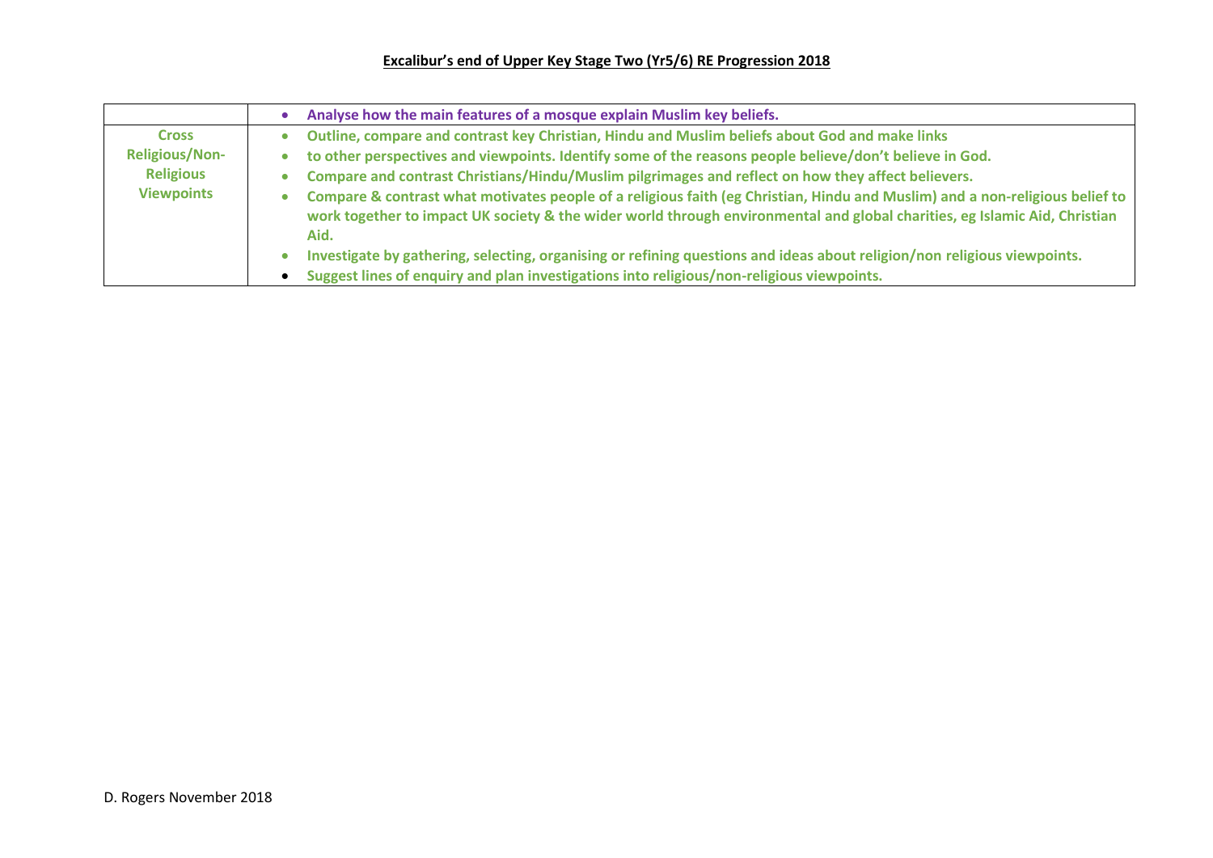## Excalibur's end of Upper Key Stage Two (Yr5/6) RE Progression 2018

| | |
|---|---|
| | • **Analyse how the main features of a mosque explain Muslim key beliefs.** |
| **Cross Religious/Non-Religious Viewpoints** | • **Outline, compare and contrast key Christian, Hindu and Muslim beliefs about God and make links**<br>• **to other perspectives and viewpoints. Identify some of the reasons people believe/don't believe in God.**<br>• **Compare and contrast Christians/Hindu/Muslim pilgrimages and reflect on how they affect believers.**<br>• **Compare & contrast what motivates people of a religious faith (eg Christian, Hindu and Muslim) and a non-religious belief to work together to impact UK society & the wider world through environmental and global charities, eg Islamic Aid, Christian Aid.**<br>• **Investigate by gathering, selecting, organising or refining questions and ideas about religion/non religious viewpoints.**<br>• **Suggest lines of enquiry and plan investigations into religious/non-religious viewpoints.** |

D. Rogers November 2018